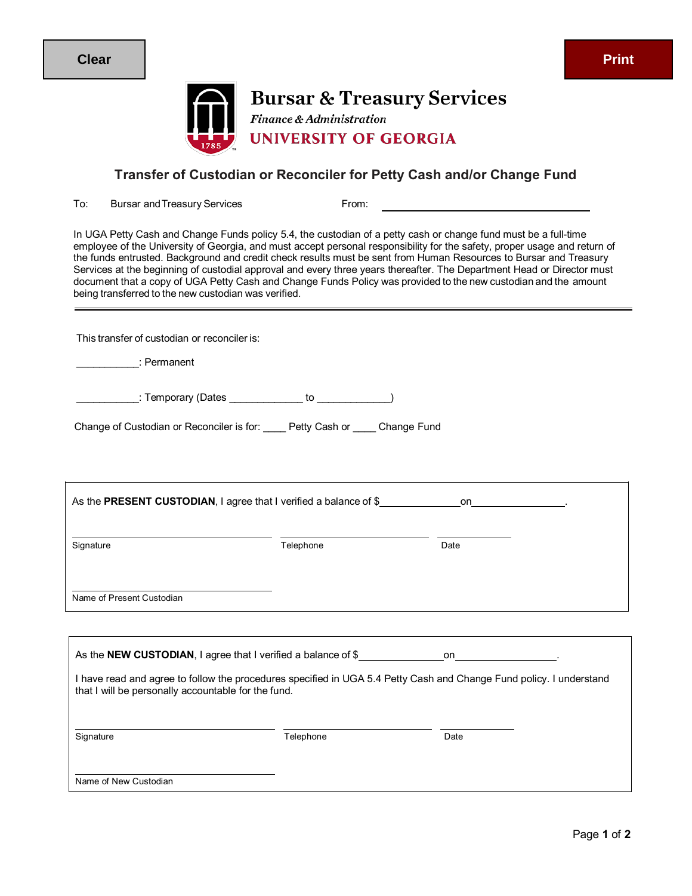Clear

Print

# Bursar & Treasury Services

*Finance & Administration*

UNIVERSITY OF GEORGIA

## Transfer of Custodian or Reconciler for Petty Cash and/or Change Fund

To: Bursar and Treasury Services From: ________________________________

In UGA Petty Cash and Change Funds policy 5.4, the custodian of a petty cash or change fund must be a full-time employee of the University of Georgia, and must accept personal responsibility for the safety, proper usage and return of the funds entrusted. Background and credit check results must be sent from Human Resources to Bursar and Treasury Services at the beginning of custodial approval and every three years thereafter. The Department Head or Director must document that a copy of UGA Petty Cash and Change Funds Policy was provided to the new custodian and the amount being transferred to the new custodian was verified.

---

This transfer of custodian or reconciler is:

___________: Permanent

___________: Temporary (Dates _____________ to _____________)

Change of Custodian or Reconciler is for: ____ Petty Cash or ____ Change Fund

As the **PRESENT CUSTODIAN**, I agree that I verified a balance of $______________ on________________.

| Signature | Telephone | Date |
|---|---|---|
| | | |

Name of Present Custodian ______________________________

As the **NEW CUSTODIAN**, I agree that I verified a balance of $______________ on________________.

I have read and agree to follow the procedures specified in UGA 5.4 Petty Cash and Change Fund policy. I understand that I will be personally accountable for the fund.

| Signature | Telephone | Date |
|---|---|---|
| | | |

Name of New Custodian ______________________________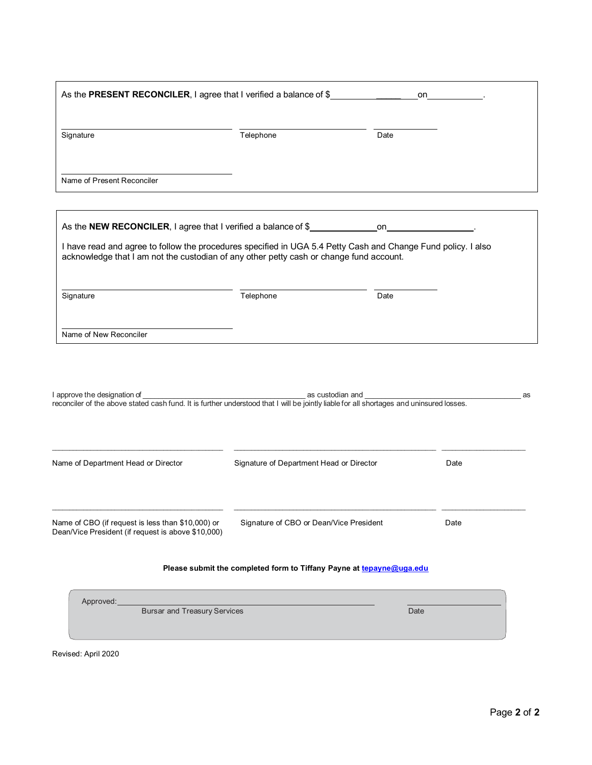As the **PRESENT RECONCILER**, I agree that I verified a balance of $________________ on ____________.

________________________________ ________________________ ____________

Signature Telephone Date

________________________________

Name of Present Reconciler

As the **NEW RECONCILER**, I agree that I verified a balance of $______________ on ___________________.

I have read and agree to follow the procedures specified in UGA 5.4 Petty Cash and Change Fund policy. I also acknowledge that I am not the custodian of any other petty cash or change fund account.

________________________________ ________________________ ____________

Signature Telephone Date

________________________________

Name of New Reconciler

I approve the designation of ________________________________ as custodian and ________________________________ as reconciler of the above stated cash fund. It is further understood that I will be jointly liable for all shortages and uninsured losses.

________________________________ ________________________________ ____________

Name of Department Head or Director Signature of Department Head or Director Date

________________________________ ________________________________ ____________

Name of CBO (if request is less than $10,000) or Dean/Vice President (if request is above $10,000) Signature of CBO or Dean/Vice President Date

**Please submit the completed form to Tiffany Payne at tepayne@uga.edu**

Approved: ________________________________ ____________

Bursar and Treasury Services Date

Revised: April 2020